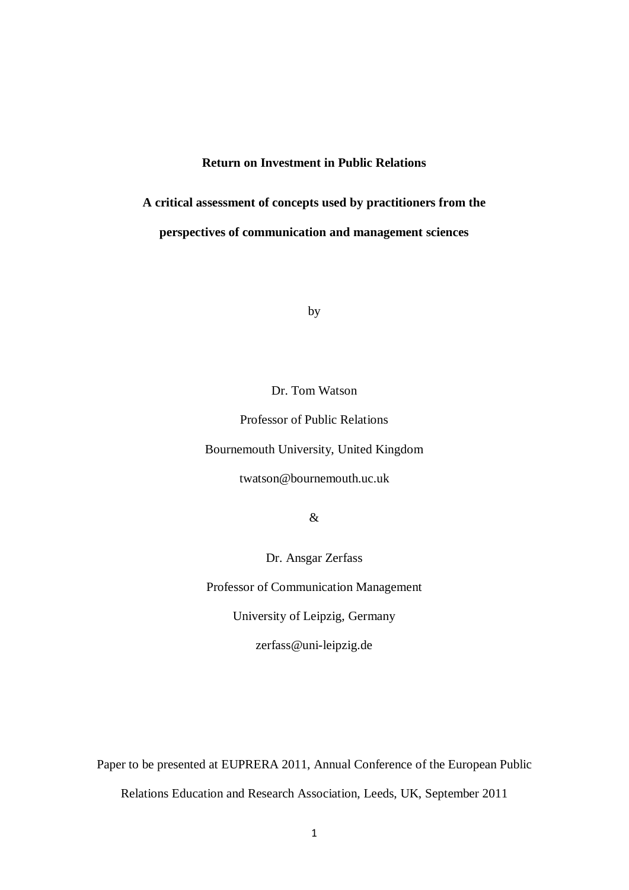# Return on Investment in Public Relations

## A critical assessment of concepts used by practitioners from the perspectives of communication and management sciences

by

Dr. Tom Watson

Professor of Public Relations

Bournemouth University, United Kingdom

twatson@bournemouth.uc.uk

&

Dr. Ansgar Zerfass

Professor of Communication Management

University of Leipzig, Germany

zerfass@uni-leipzig.de

Paper to be presented at EUPRERA 2011, Annual Conference of the European Public Relations Education and Research Association, Leeds, UK, September 2011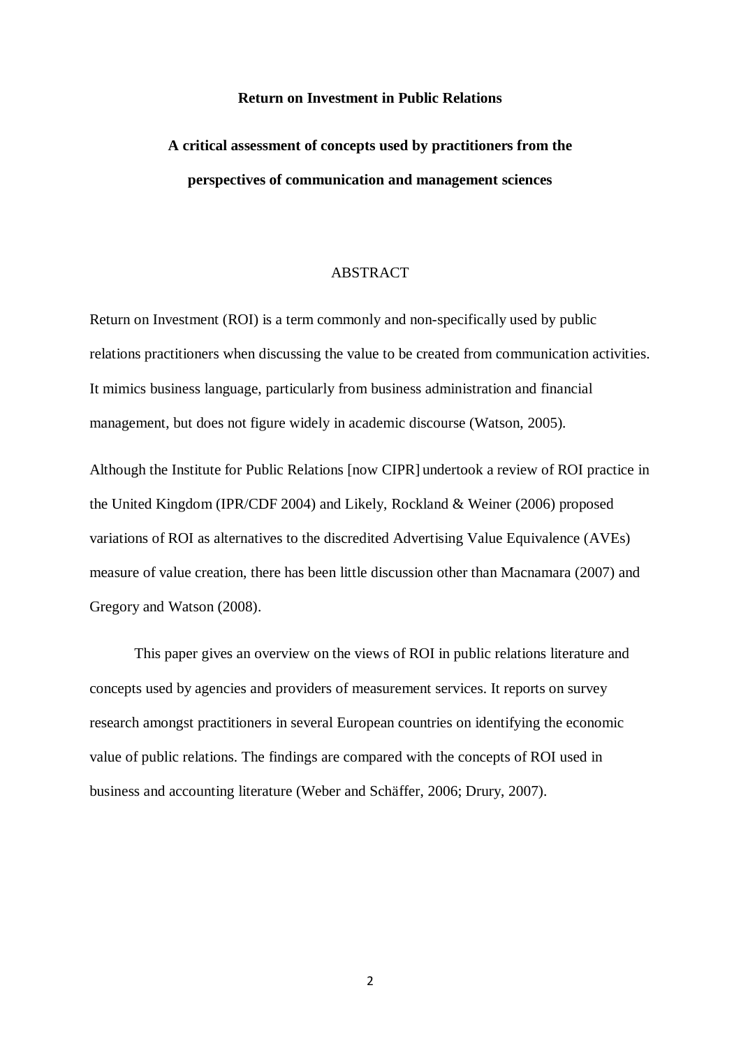**Return on Investment in Public Relations**

**A critical assessment of concepts used by practitioners from the perspectives of communication and management sciences**

## ABSTRACT

Return on Investment (ROI) is a term commonly and non-specifically used by public relations practitioners when discussing the value to be created from communication activities. It mimics business language, particularly from business administration and financial management, but does not figure widely in academic discourse (Watson, 2005).

Although the Institute for Public Relations [now CIPR] undertook a review of ROI practice in the United Kingdom (IPR/CDF 2004) and Likely, Rockland & Weiner (2006) proposed variations of ROI as alternatives to the discredited Advertising Value Equivalence (AVEs) measure of value creation, there has been little discussion other than Macnamara (2007) and Gregory and Watson (2008).

This paper gives an overview on the views of ROI in public relations literature and concepts used by agencies and providers of measurement services. It reports on survey research amongst practitioners in several European countries on identifying the economic value of public relations. The findings are compared with the concepts of ROI used in business and accounting literature (Weber and Schäffer, 2006; Drury, 2007).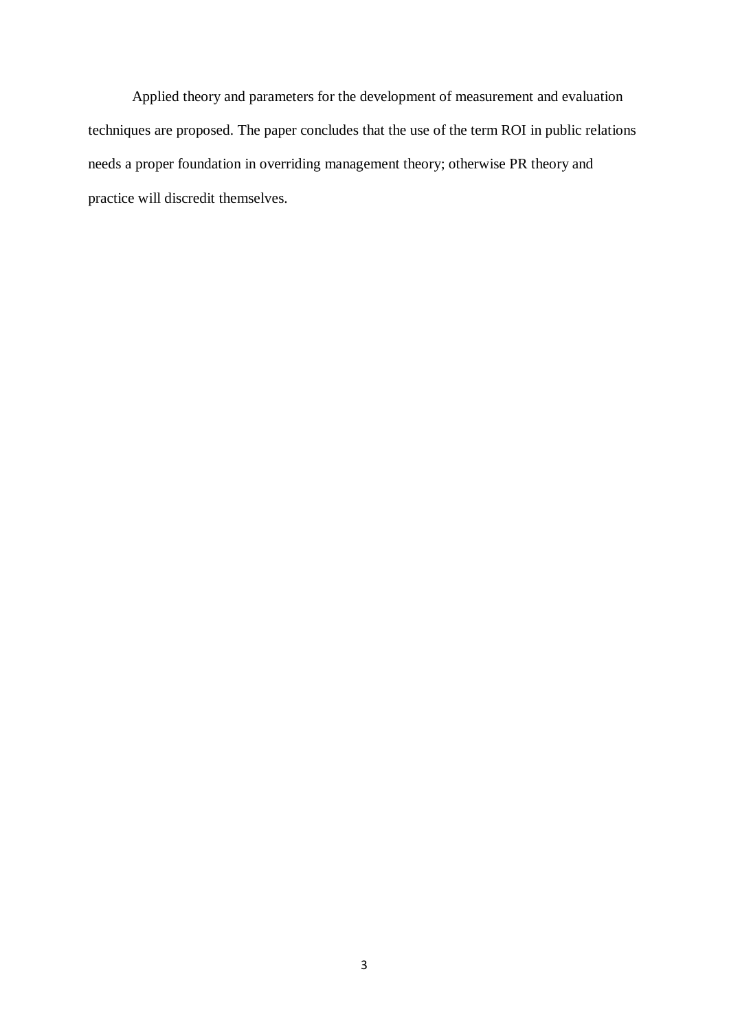Applied theory and parameters for the development of measurement and evaluation techniques are proposed. The paper concludes that the use of the term ROI in public relations needs a proper foundation in overriding management theory; otherwise PR theory and practice will discredit themselves.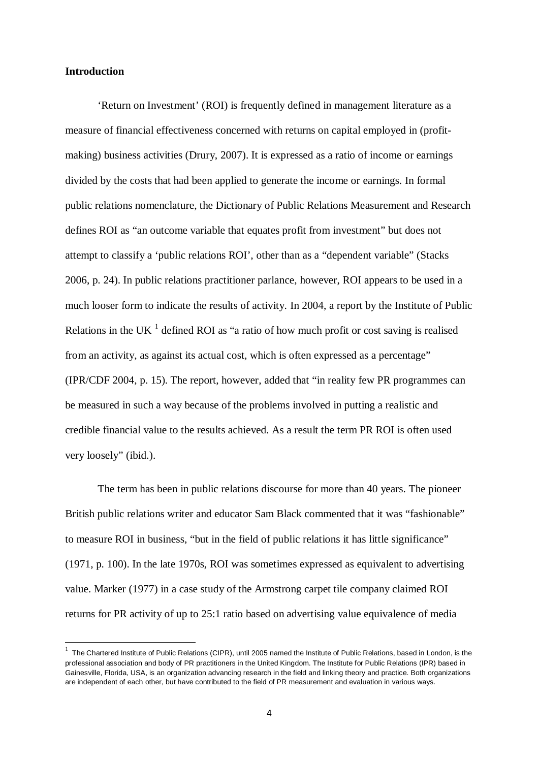**Introduction**

'Return on Investment' (ROI) is frequently defined in management literature as a measure of financial effectiveness concerned with returns on capital employed in (profit-making) business activities (Drury, 2007). It is expressed as a ratio of income or earnings divided by the costs that had been applied to generate the income or earnings. In formal public relations nomenclature, the Dictionary of Public Relations Measurement and Research defines ROI as "an outcome variable that equates profit from investment" but does not attempt to classify a 'public relations ROI', other than as a "dependent variable" (Stacks 2006, p. 24). In public relations practitioner parlance, however, ROI appears to be used in a much looser form to indicate the results of activity. In 2004, a report by the Institute of Public Relations in the UK [1] defined ROI as "a ratio of how much profit or cost saving is realised from an activity, as against its actual cost, which is often expressed as a percentage" (IPR/CDF 2004, p. 15). The report, however, added that "in reality few PR programmes can be measured in such a way because of the problems involved in putting a realistic and credible financial value to the results achieved. As a result the term PR ROI is often used very loosely" (ibid.).

The term has been in public relations discourse for more than 40 years. The pioneer British public relations writer and educator Sam Black commented that it was "fashionable" to measure ROI in business, "but in the field of public relations it has little significance" (1971, p. 100). In the late 1970s, ROI was sometimes expressed as equivalent to advertising value. Marker (1977) in a case study of the Armstrong carpet tile company claimed ROI returns for PR activity of up to 25:1 ratio based on advertising value equivalence of media

[1] The Chartered Institute of Public Relations (CIPR), until 2005 named the Institute of Public Relations, based in London, is the professional association and body of PR practitioners in the United Kingdom. The Institute for Public Relations (IPR) based in Gainesville, Florida, USA, is an organization advancing research in the field and linking theory and practice. Both organizations are independent of each other, but have contributed to the field of PR measurement and evaluation in various ways.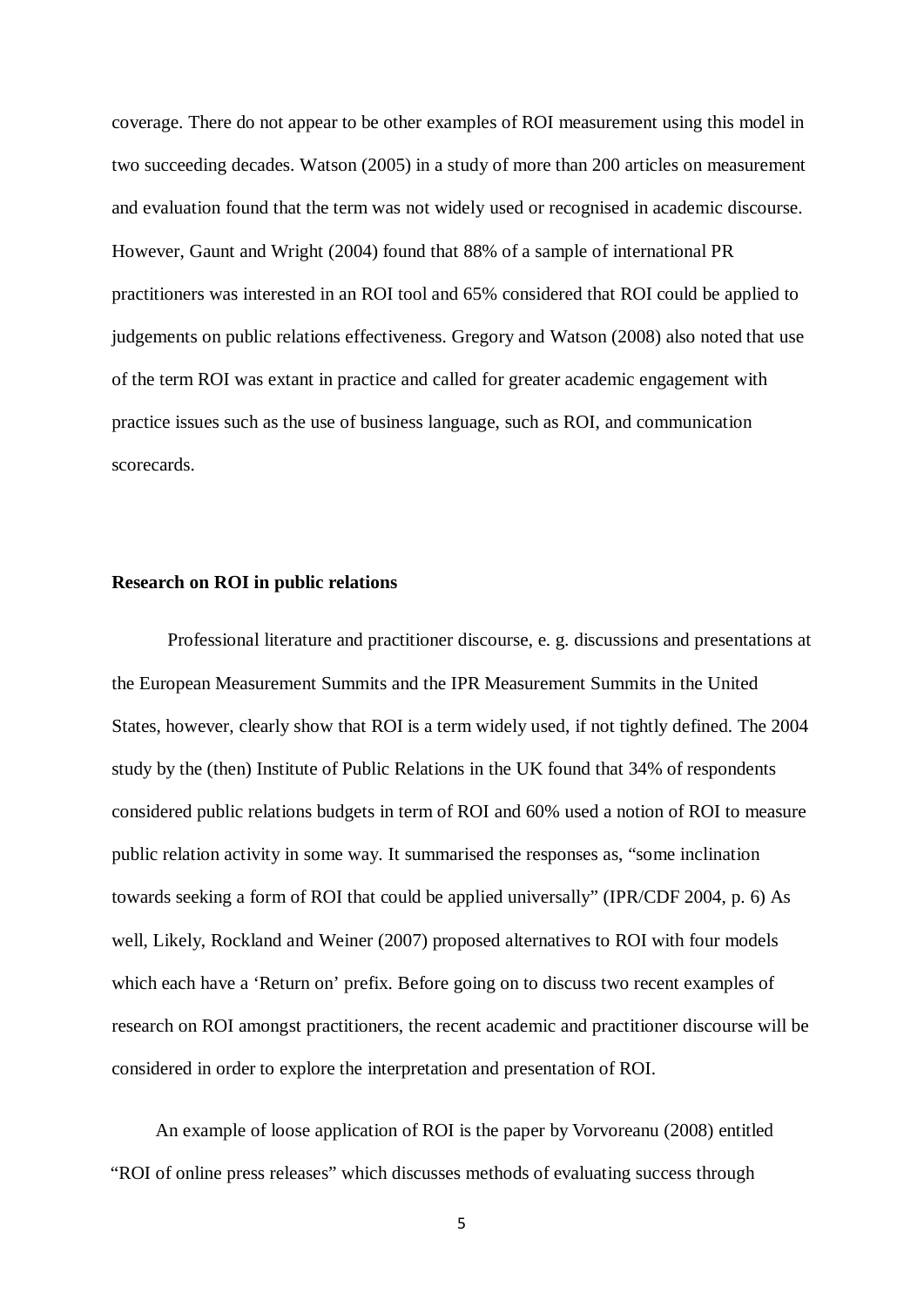coverage. There do not appear to be other examples of ROI measurement using this model in two succeeding decades. Watson (2005) in a study of more than 200 articles on measurement and evaluation found that the term was not widely used or recognised in academic discourse. However, Gaunt and Wright (2004) found that 88% of a sample of international PR practitioners was interested in an ROI tool and 65% considered that ROI could be applied to judgements on public relations effectiveness. Gregory and Watson (2008) also noted that use of the term ROI was extant in practice and called for greater academic engagement with practice issues such as the use of business language, such as ROI, and communication scorecards.

**Research on ROI in public relations**

Professional literature and practitioner discourse, e. g. discussions and presentations at the European Measurement Summits and the IPR Measurement Summits in the United States, however, clearly show that ROI is a term widely used, if not tightly defined. The 2004 study by the (then) Institute of Public Relations in the UK found that 34% of respondents considered public relations budgets in term of ROI and 60% used a notion of ROI to measure public relation activity in some way. It summarised the responses as, "some inclination towards seeking a form of ROI that could be applied universally" (IPR/CDF 2004, p. 6) As well, Likely, Rockland and Weiner (2007) proposed alternatives to ROI with four models which each have a 'Return on' prefix. Before going on to discuss two recent examples of research on ROI amongst practitioners, the recent academic and practitioner discourse will be considered in order to explore the interpretation and presentation of ROI.

An example of loose application of ROI is the paper by Vorvoreanu (2008) entitled "ROI of online press releases" which discusses methods of evaluating success through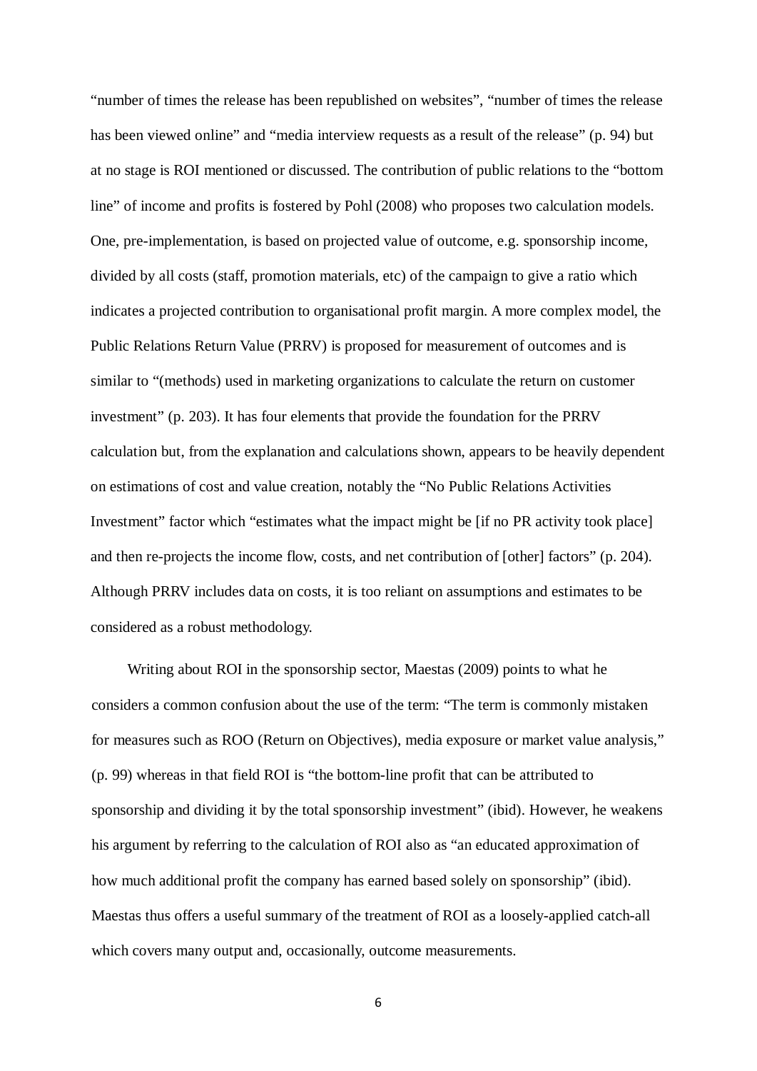"number of times the release has been republished on websites", "number of times the release has been viewed online" and "media interview requests as a result of the release" (p. 94) but at no stage is ROI mentioned or discussed. The contribution of public relations to the "bottom line" of income and profits is fostered by Pohl (2008) who proposes two calculation models. One, pre-implementation, is based on projected value of outcome, e.g. sponsorship income, divided by all costs (staff, promotion materials, etc) of the campaign to give a ratio which indicates a projected contribution to organisational profit margin. A more complex model, the Public Relations Return Value (PRRV) is proposed for measurement of outcomes and is similar to "(methods) used in marketing organizations to calculate the return on customer investment" (p. 203). It has four elements that provide the foundation for the PRRV calculation but, from the explanation and calculations shown, appears to be heavily dependent on estimations of cost and value creation, notably the "No Public Relations Activities Investment" factor which "estimates what the impact might be [if no PR activity took place] and then re-projects the income flow, costs, and net contribution of [other] factors" (p. 204). Although PRRV includes data on costs, it is too reliant on assumptions and estimates to be considered as a robust methodology.

Writing about ROI in the sponsorship sector, Maestas (2009) points to what he considers a common confusion about the use of the term: "The term is commonly mistaken for measures such as ROO (Return on Objectives), media exposure or market value analysis," (p. 99) whereas in that field ROI is "the bottom-line profit that can be attributed to sponsorship and dividing it by the total sponsorship investment" (ibid). However, he weakens his argument by referring to the calculation of ROI also as "an educated approximation of how much additional profit the company has earned based solely on sponsorship" (ibid). Maestas thus offers a useful summary of the treatment of ROI as a loosely-applied catch-all which covers many output and, occasionally, outcome measurements.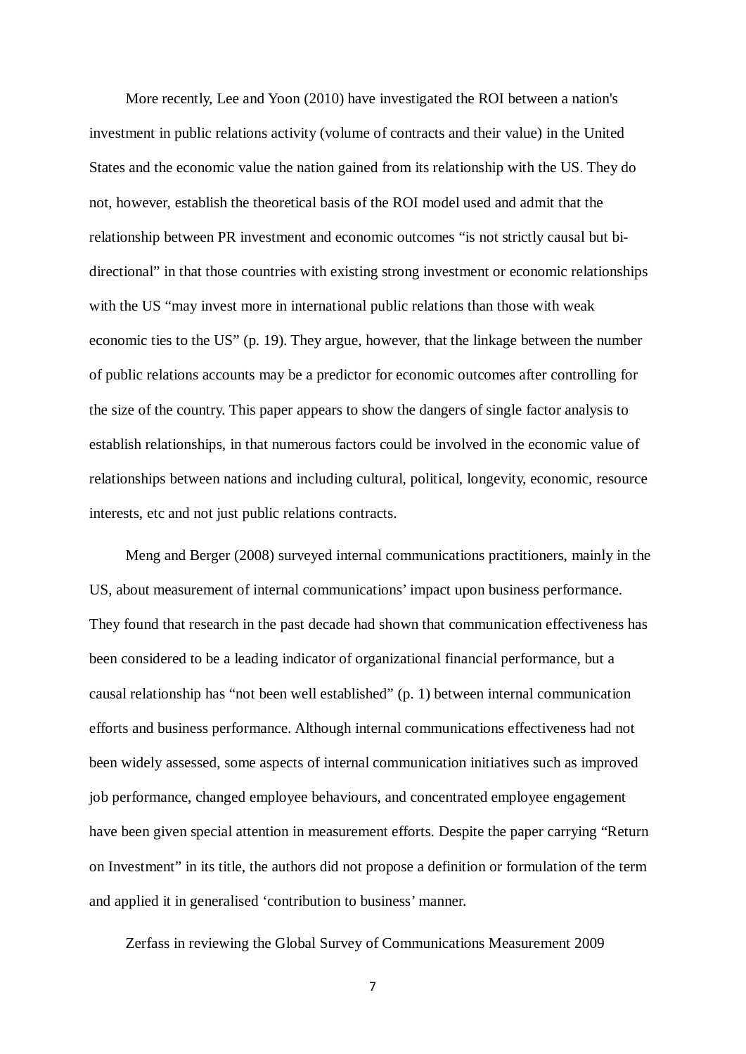More recently, Lee and Yoon (2010) have investigated the ROI between a nation's investment in public relations activity (volume of contracts and their value) in the United States and the economic value the nation gained from its relationship with the US. They do not, however, establish the theoretical basis of the ROI model used and admit that the relationship between PR investment and economic outcomes "is not strictly causal but bi-directional" in that those countries with existing strong investment or economic relationships with the US "may invest more in international public relations than those with weak economic ties to the US" (p. 19). They argue, however, that the linkage between the number of public relations accounts may be a predictor for economic outcomes after controlling for the size of the country. This paper appears to show the dangers of single factor analysis to establish relationships, in that numerous factors could be involved in the economic value of relationships between nations and including cultural, political, longevity, economic, resource interests, etc and not just public relations contracts.

Meng and Berger (2008) surveyed internal communications practitioners, mainly in the US, about measurement of internal communications' impact upon business performance. They found that research in the past decade had shown that communication effectiveness has been considered to be a leading indicator of organizational financial performance, but a causal relationship has "not been well established" (p. 1) between internal communication efforts and business performance. Although internal communications effectiveness had not been widely assessed, some aspects of internal communication initiatives such as improved job performance, changed employee behaviours, and concentrated employee engagement have been given special attention in measurement efforts. Despite the paper carrying "Return on Investment" in its title, the authors did not propose a definition or formulation of the term and applied it in generalised 'contribution to business' manner.

Zerfass in reviewing the Global Survey of Communications Measurement 2009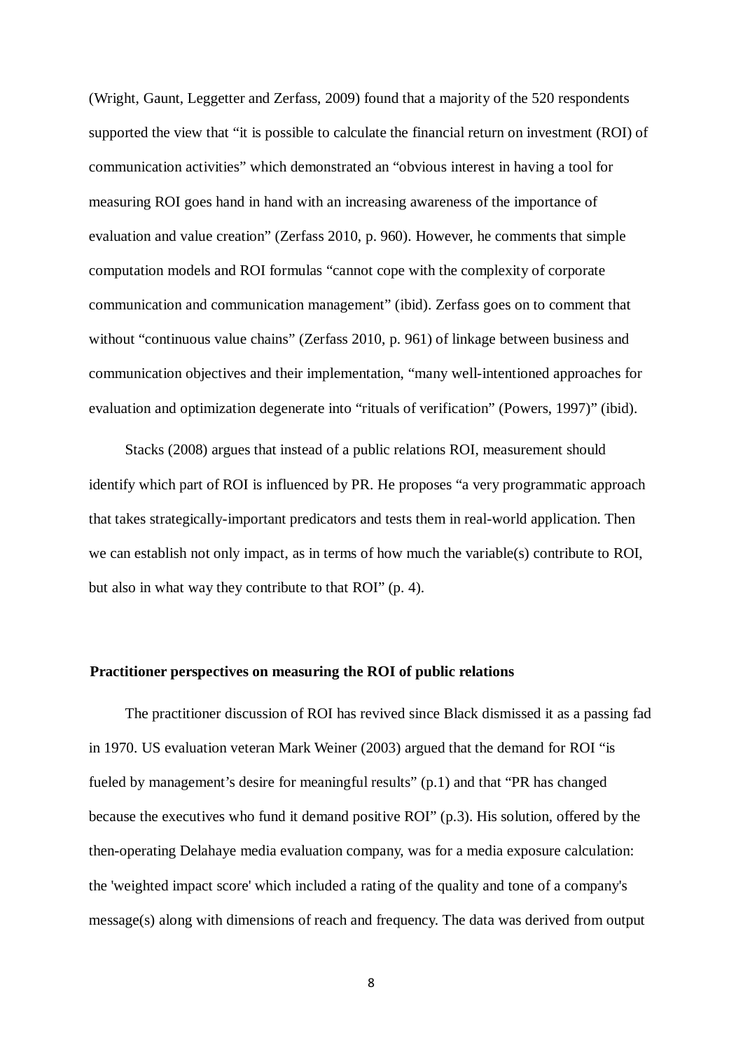(Wright, Gaunt, Leggetter and Zerfass, 2009) found that a majority of the 520 respondents supported the view that "it is possible to calculate the financial return on investment (ROI) of communication activities" which demonstrated an "obvious interest in having a tool for measuring ROI goes hand in hand with an increasing awareness of the importance of evaluation and value creation" (Zerfass 2010, p. 960). However, he comments that simple computation models and ROI formulas "cannot cope with the complexity of corporate communication and communication management" (ibid). Zerfass goes on to comment that without "continuous value chains" (Zerfass 2010, p. 961) of linkage between business and communication objectives and their implementation, "many well-intentioned approaches for evaluation and optimization degenerate into "rituals of verification" (Powers, 1997)" (ibid).

Stacks (2008) argues that instead of a public relations ROI, measurement should identify which part of ROI is influenced by PR. He proposes "a very programmatic approach that takes strategically-important predicators and tests them in real-world application. Then we can establish not only impact, as in terms of how much the variable(s) contribute to ROI, but also in what way they contribute to that ROI" (p. 4).

**Practitioner perspectives on measuring the ROI of public relations**

The practitioner discussion of ROI has revived since Black dismissed it as a passing fad in 1970. US evaluation veteran Mark Weiner (2003) argued that the demand for ROI "is fueled by management's desire for meaningful results" (p.1) and that "PR has changed because the executives who fund it demand positive ROI" (p.3). His solution, offered by the then-operating Delahaye media evaluation company, was for a media exposure calculation: the 'weighted impact score' which included a rating of the quality and tone of a company's message(s) along with dimensions of reach and frequency. The data was derived from output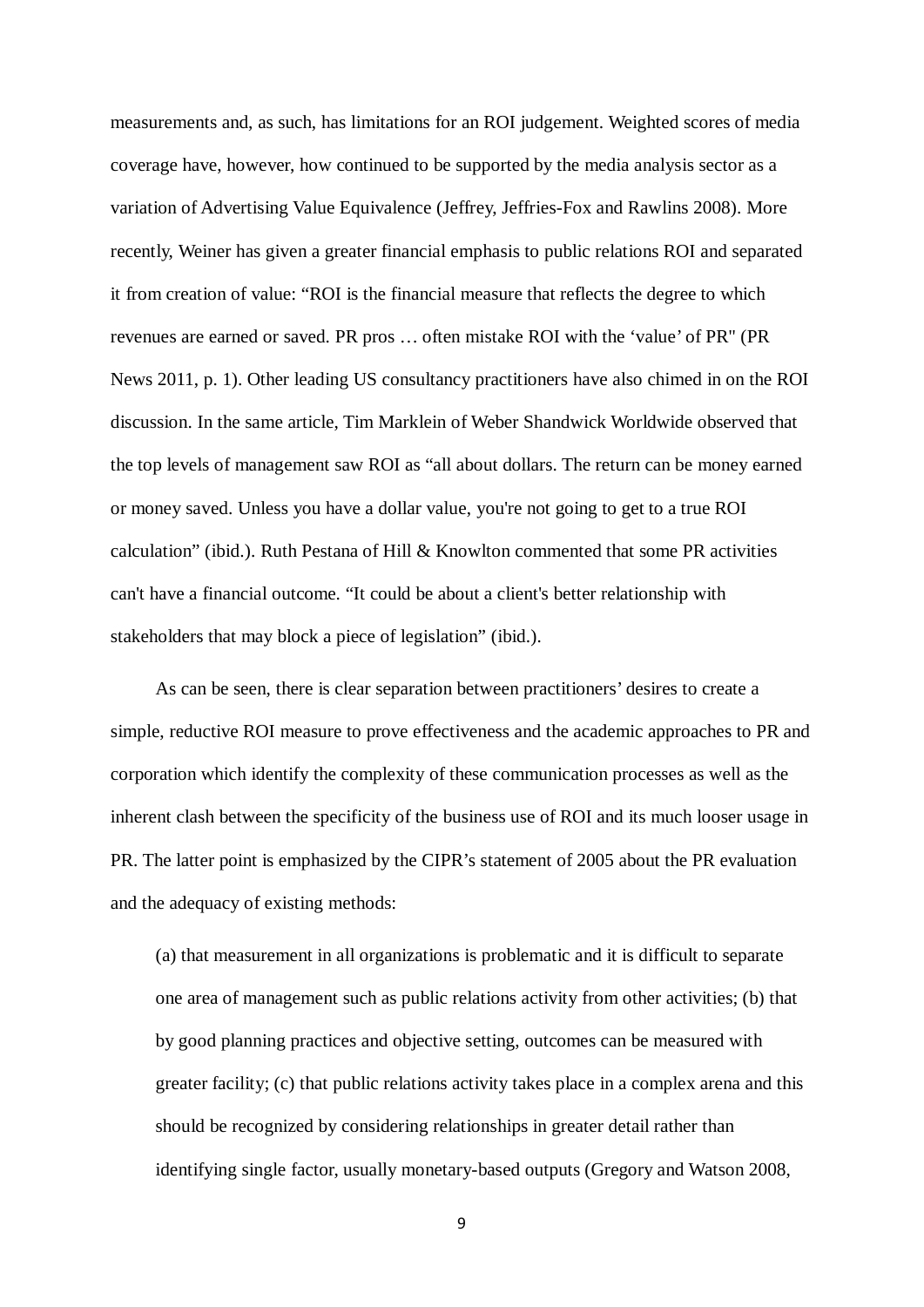measurements and, as such, has limitations for an ROI judgement. Weighted scores of media coverage have, however, how continued to be supported by the media analysis sector as a variation of Advertising Value Equivalence (Jeffrey, Jeffries-Fox and Rawlins 2008). More recently, Weiner has given a greater financial emphasis to public relations ROI and separated it from creation of value: "ROI is the financial measure that reflects the degree to which revenues are earned or saved. PR pros … often mistake ROI with the 'value' of PR" (PR News 2011, p. 1). Other leading US consultancy practitioners have also chimed in on the ROI discussion. In the same article, Tim Marklein of Weber Shandwick Worldwide observed that the top levels of management saw ROI as "all about dollars. The return can be money earned or money saved. Unless you have a dollar value, you're not going to get to a true ROI calculation" (ibid.). Ruth Pestana of Hill & Knowlton commented that some PR activities can't have a financial outcome. "It could be about a client's better relationship with stakeholders that may block a piece of legislation" (ibid.).

As can be seen, there is clear separation between practitioners' desires to create a simple, reductive ROI measure to prove effectiveness and the academic approaches to PR and corporation which identify the complexity of these communication processes as well as the inherent clash between the specificity of the business use of ROI and its much looser usage in PR. The latter point is emphasized by the CIPR's statement of 2005 about the PR evaluation and the adequacy of existing methods:

> (a) that measurement in all organizations is problematic and it is difficult to separate one area of management such as public relations activity from other activities; (b) that by good planning practices and objective setting, outcomes can be measured with greater facility; (c) that public relations activity takes place in a complex arena and this should be recognized by considering relationships in greater detail rather than identifying single factor, usually monetary-based outputs (Gregory and Watson 2008,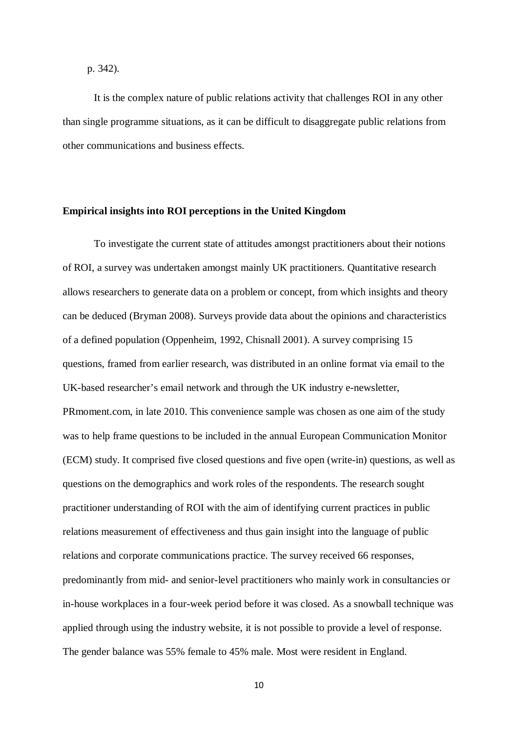p. 342).

It is the complex nature of public relations activity that challenges ROI in any other than single programme situations, as it can be difficult to disaggregate public relations from other communications and business effects.

**Empirical insights into ROI perceptions in the United Kingdom**

To investigate the current state of attitudes amongst practitioners about their notions of ROI, a survey was undertaken amongst mainly UK practitioners. Quantitative research allows researchers to generate data on a problem or concept, from which insights and theory can be deduced (Bryman 2008). Surveys provide data about the opinions and characteristics of a defined population (Oppenheim, 1992, Chisnall 2001). A survey comprising 15 questions, framed from earlier research, was distributed in an online format via email to the UK-based researcher's email network and through the UK industry e-newsletter, PRmoment.com, in late 2010. This convenience sample was chosen as one aim of the study was to help frame questions to be included in the annual European Communication Monitor (ECM) study. It comprised five closed questions and five open (write-in) questions, as well as questions on the demographics and work roles of the respondents. The research sought practitioner understanding of ROI with the aim of identifying current practices in public relations measurement of effectiveness and thus gain insight into the language of public relations and corporate communications practice. The survey received 66 responses, predominantly from mid- and senior-level practitioners who mainly work in consultancies or in-house workplaces in a four-week period before it was closed. As a snowball technique was applied through using the industry website, it is not possible to provide a level of response. The gender balance was 55% female to 45% male. Most were resident in England.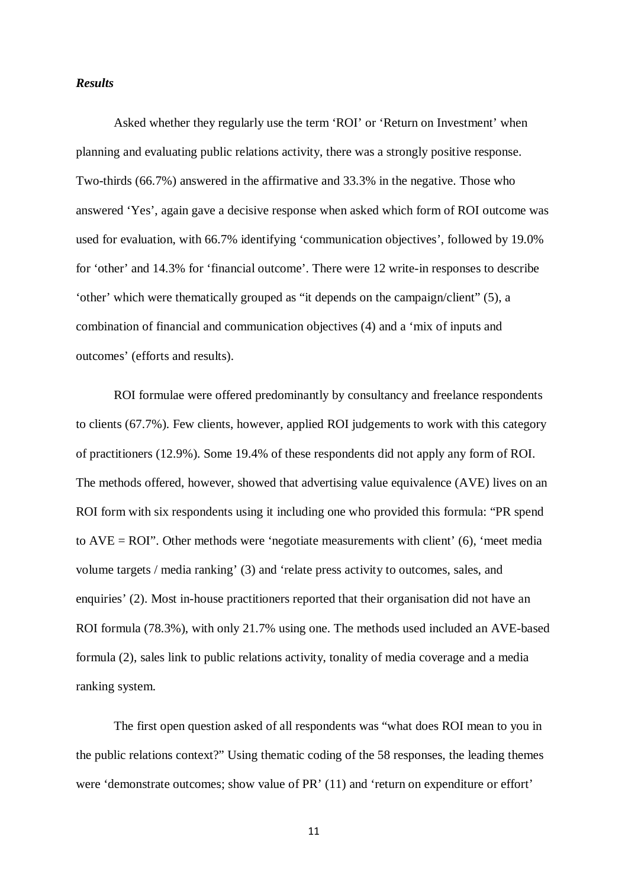***Results***

Asked whether they regularly use the term 'ROI' or 'Return on Investment' when planning and evaluating public relations activity, there was a strongly positive response. Two-thirds (66.7%) answered in the affirmative and 33.3% in the negative. Those who answered 'Yes', again gave a decisive response when asked which form of ROI outcome was used for evaluation, with 66.7% identifying 'communication objectives', followed by 19.0% for 'other' and 14.3% for 'financial outcome'. There were 12 write-in responses to describe 'other' which were thematically grouped as "it depends on the campaign/client" (5), a combination of financial and communication objectives (4) and a 'mix of inputs and outcomes' (efforts and results).

ROI formulae were offered predominantly by consultancy and freelance respondents to clients (67.7%). Few clients, however, applied ROI judgements to work with this category of practitioners (12.9%). Some 19.4% of these respondents did not apply any form of ROI. The methods offered, however, showed that advertising value equivalence (AVE) lives on an ROI form with six respondents using it including one who provided this formula: "PR spend to AVE = ROI". Other methods were 'negotiate measurements with client' (6), 'meet media volume targets / media ranking' (3) and 'relate press activity to outcomes, sales, and enquiries' (2). Most in-house practitioners reported that their organisation did not have an ROI formula (78.3%), with only 21.7% using one. The methods used included an AVE-based formula (2), sales link to public relations activity, tonality of media coverage and a media ranking system.

The first open question asked of all respondents was "what does ROI mean to you in the public relations context?" Using thematic coding of the 58 responses, the leading themes were 'demonstrate outcomes; show value of PR' (11) and 'return on expenditure or effort'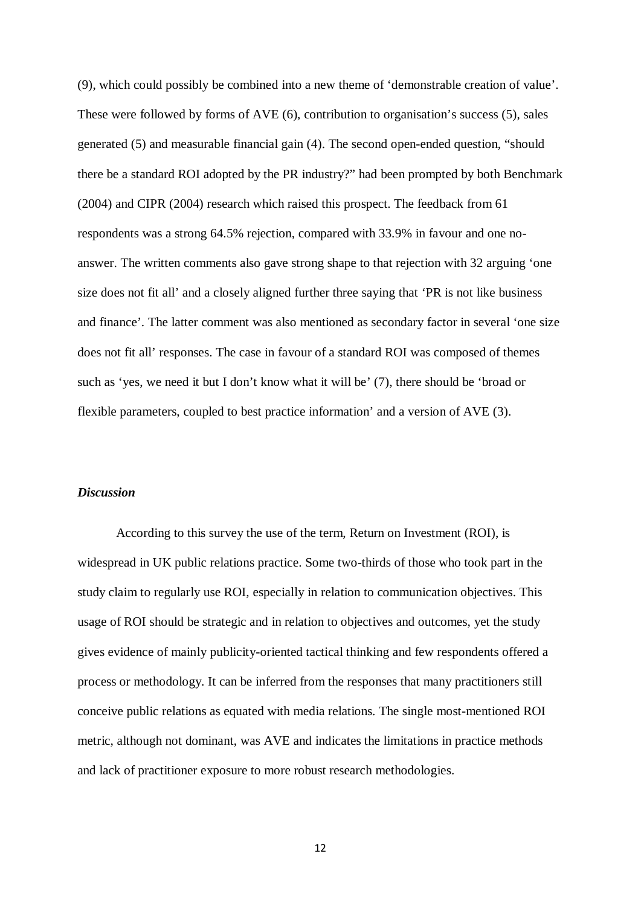(9), which could possibly be combined into a new theme of 'demonstrable creation of value'. These were followed by forms of AVE (6), contribution to organisation's success (5), sales generated (5) and measurable financial gain (4). The second open-ended question, "should there be a standard ROI adopted by the PR industry?" had been prompted by both Benchmark (2004) and CIPR (2004) research which raised this prospect. The feedback from 61 respondents was a strong 64.5% rejection, compared with 33.9% in favour and one no-answer. The written comments also gave strong shape to that rejection with 32 arguing 'one size does not fit all' and a closely aligned further three saying that 'PR is not like business and finance'. The latter comment was also mentioned as secondary factor in several 'one size does not fit all' responses. The case in favour of a standard ROI was composed of themes such as 'yes, we need it but I don't know what it will be' (7), there should be 'broad or flexible parameters, coupled to best practice information' and a version of AVE (3).

### *Discussion*

According to this survey the use of the term, Return on Investment (ROI), is widespread in UK public relations practice. Some two-thirds of those who took part in the study claim to regularly use ROI, especially in relation to communication objectives. This usage of ROI should be strategic and in relation to objectives and outcomes, yet the study gives evidence of mainly publicity-oriented tactical thinking and few respondents offered a process or methodology. It can be inferred from the responses that many practitioners still conceive public relations as equated with media relations. The single most-mentioned ROI metric, although not dominant, was AVE and indicates the limitations in practice methods and lack of practitioner exposure to more robust research methodologies.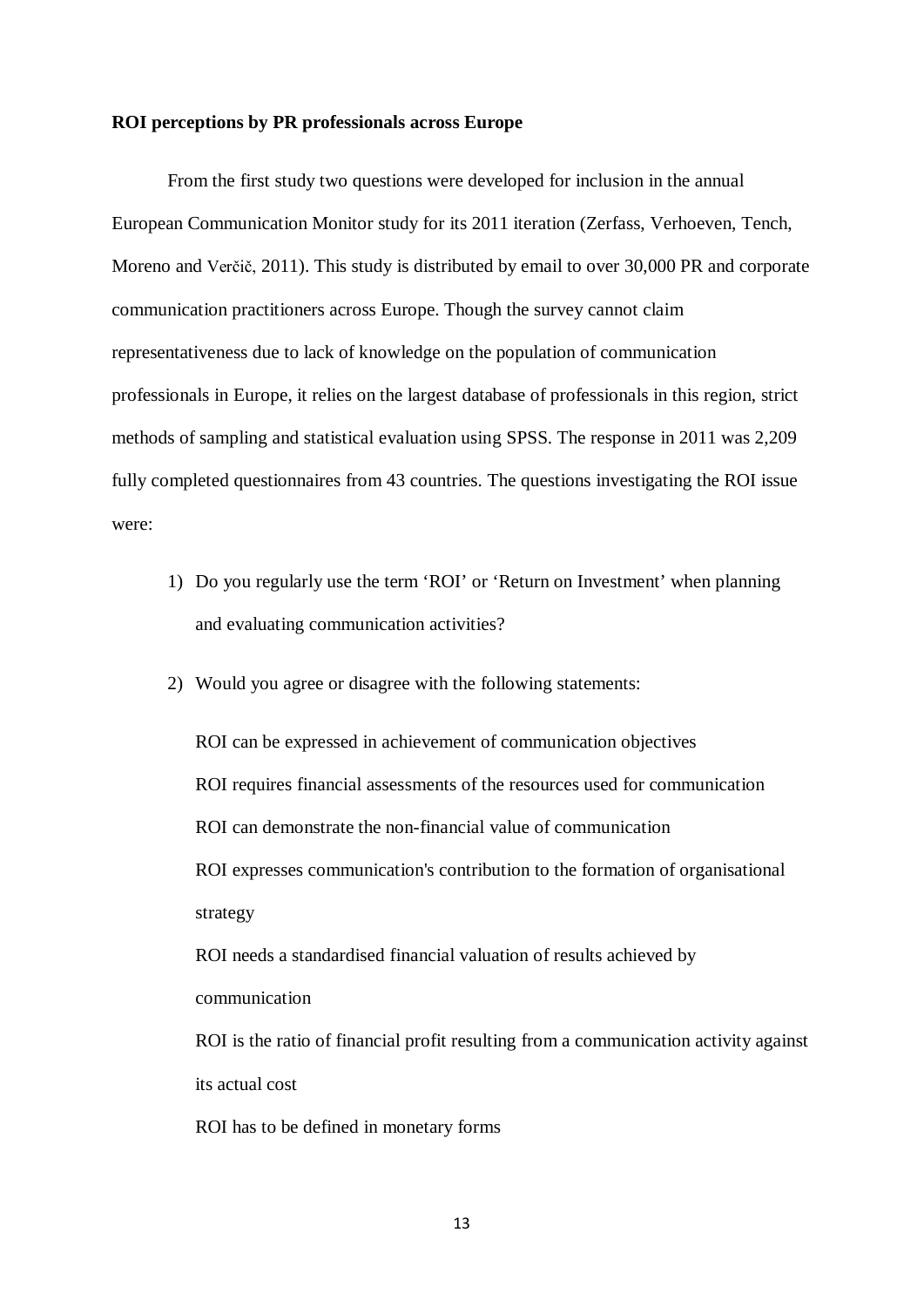**ROI perceptions by PR professionals across Europe**

From the first study two questions were developed for inclusion in the annual European Communication Monitor study for its 2011 iteration (Zerfass, Verhoeven, Tench, Moreno and Verčič, 2011). This study is distributed by email to over 30,000 PR and corporate communication practitioners across Europe. Though the survey cannot claim representativeness due to lack of knowledge on the population of communication professionals in Europe, it relies on the largest database of professionals in this region, strict methods of sampling and statistical evaluation using SPSS. The response in 2011 was 2,209 fully completed questionnaires from 43 countries. The questions investigating the ROI issue were:

1) Do you regularly use the term 'ROI' or 'Return on Investment' when planning and evaluating communication activities?

2) Would you agree or disagree with the following statements:

   ROI can be expressed in achievement of communication objectives
   
   ROI requires financial assessments of the resources used for communication
   
   ROI can demonstrate the non-financial value of communication
   
   ROI expresses communication's contribution to the formation of organisational strategy
   
   ROI needs a standardised financial valuation of results achieved by communication
   
   ROI is the ratio of financial profit resulting from a communication activity against its actual cost
   
   ROI has to be defined in monetary forms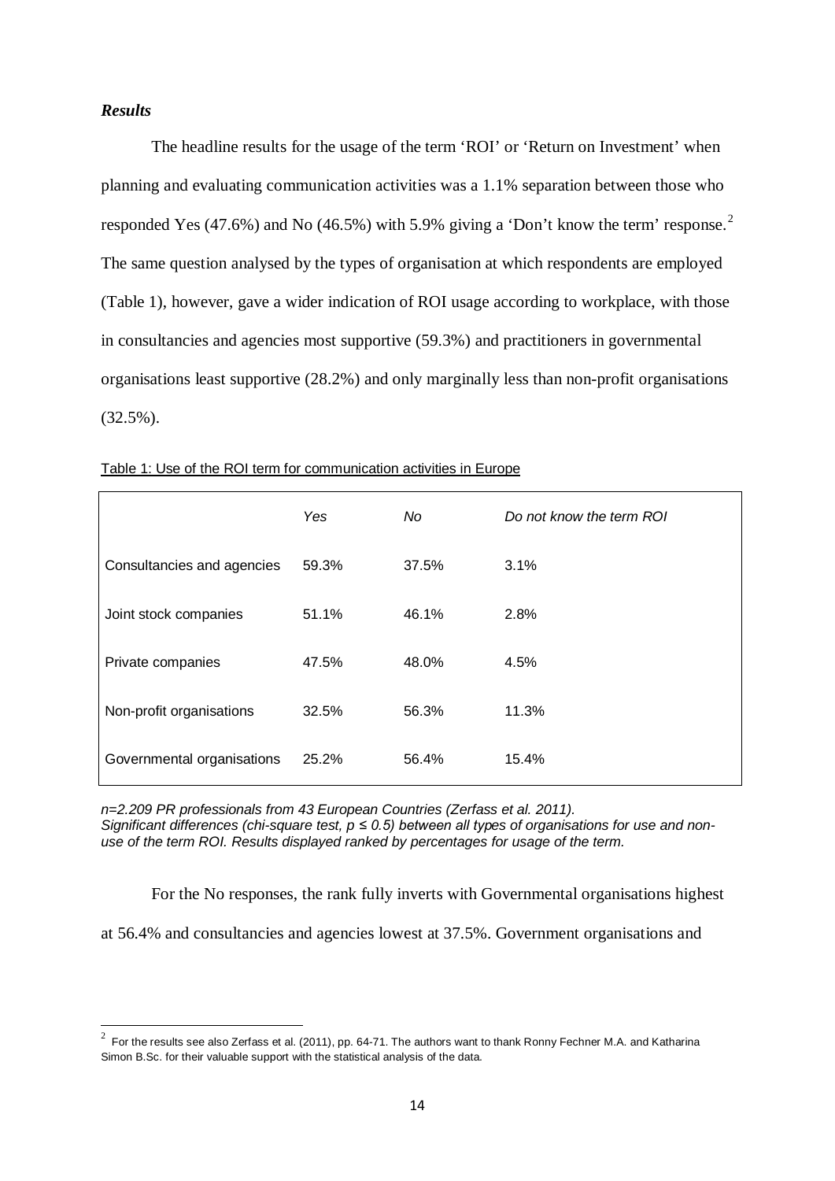### *Results*

The headline results for the usage of the term 'ROI' or 'Return on Investment' when planning and evaluating communication activities was a 1.1% separation between those who responded Yes (47.6%) and No (46.5%) with 5.9% giving a 'Don't know the term' response.[2] The same question analysed by the types of organisation at which respondents are employed (Table 1), however, gave a wider indication of ROI usage according to workplace, with those in consultancies and agencies most supportive (59.3%) and practitioners in governmental organisations least supportive (28.2%) and only marginally less than non-profit organisations (32.5%).

Table 1: Use of the ROI term for communication activities in Europe

| | *Yes* | *No* | *Do not know the term ROI* |
|---|---|---|---|
| Consultancies and agencies | 59.3% | 37.5% | 3.1% |
| Joint stock companies | 51.1% | 46.1% | 2.8% |
| Private companies | 47.5% | 48.0% | 4.5% |
| Non-profit organisations | 32.5% | 56.3% | 11.3% |
| Governmental organisations | 25.2% | 56.4% | 15.4% |

*n=2.209 PR professionals from 43 European Countries (Zerfass et al. 2011).*
*Significant differences (chi-square test, $p \leq 0.5$) between all types of organisations for use and non-use of the term ROI. Results displayed ranked by percentages for usage of the term.*

For the No responses, the rank fully inverts with Governmental organisations highest at 56.4% and consultancies and agencies lowest at 37.5%. Government organisations and

[2] For the results see also Zerfass et al. (2011), pp. 64-71. The authors want to thank Ronny Fechner M.A. and Katharina Simon B.Sc. for their valuable support with the statistical analysis of the data.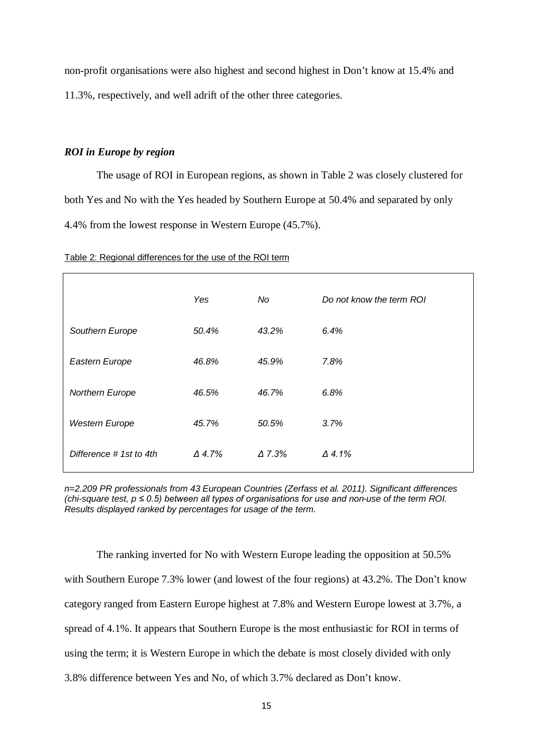non-profit organisations were also highest and second highest in Don't know at 15.4% and 11.3%, respectively, and well adrift of the other three categories.

### *ROI in Europe by region*

The usage of ROI in European regions, as shown in Table 2 was closely clustered for both Yes and No with the Yes headed by Southern Europe at 50.4% and separated by only 4.4% from the lowest response in Western Europe (45.7%).

Table 2: Regional differences for the use of the ROI term

| | *Yes* | *No* | *Do not know the term ROI* |
|---|---|---|---|
| *Southern Europe* | *50.4%* | *43.2%* | *6.4%* |
| *Eastern Europe* | *46.8%* | *45.9%* | *7.8%* |
| *Northern Europe* | *46.5%* | *46.7%* | *6.8%* |
| *Western Europe* | *45.7%* | *50.5%* | *3.7%* |
| *Difference # 1st to 4th* | *Δ 4.7%* | *Δ 7.3%* | *Δ 4.1%* |

*n=2.209 PR professionals from 43 European Countries (Zerfass et al. 2011). Significant differences (chi-square test, $p \leq 0.5$) between all types of organisations for use and non-use of the term ROI. Results displayed ranked by percentages for usage of the term.*

The ranking inverted for No with Western Europe leading the opposition at 50.5% with Southern Europe 7.3% lower (and lowest of the four regions) at 43.2%. The Don't know category ranged from Eastern Europe highest at 7.8% and Western Europe lowest at 3.7%, a spread of 4.1%. It appears that Southern Europe is the most enthusiastic for ROI in terms of using the term; it is Western Europe in which the debate is most closely divided with only 3.8% difference between Yes and No, of which 3.7% declared as Don't know.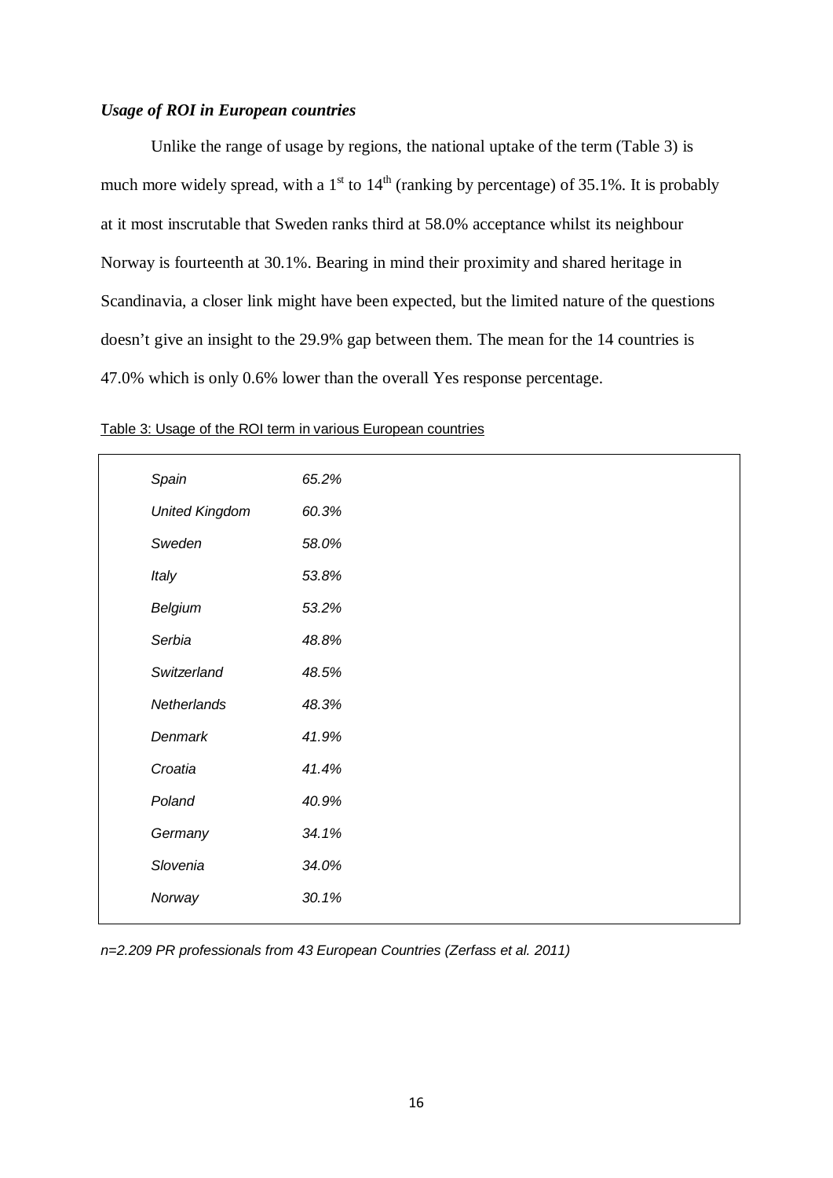### *Usage of ROI in European countries*

Unlike the range of usage by regions, the national uptake of the term (Table 3) is much more widely spread, with a 1st to 14th (ranking by percentage) of 35.1%. It is probably at it most inscrutable that Sweden ranks third at 58.0% acceptance whilst its neighbour Norway is fourteenth at 30.1%. Bearing in mind their proximity and shared heritage in Scandinavia, a closer link might have been expected, but the limited nature of the questions doesn't give an insight to the 29.9% gap between them. The mean for the 14 countries is 47.0% which is only 0.6% lower than the overall Yes response percentage.

Table 3: Usage of the ROI term in various European countries

| | |
|---|---|
| *Spain* | *65.2%* |
| *United Kingdom* | *60.3%* |
| *Sweden* | *58.0%* |
| *Italy* | *53.8%* |
| *Belgium* | *53.2%* |
| *Serbia* | *48.8%* |
| *Switzerland* | *48.5%* |
| *Netherlands* | *48.3%* |
| *Denmark* | *41.9%* |
| *Croatia* | *41.4%* |
| *Poland* | *40.9%* |
| *Germany* | *34.1%* |
| *Slovenia* | *34.0%* |
| *Norway* | *30.1%* |

*n=2.209 PR professionals from 43 European Countries (Zerfass et al. 2011)*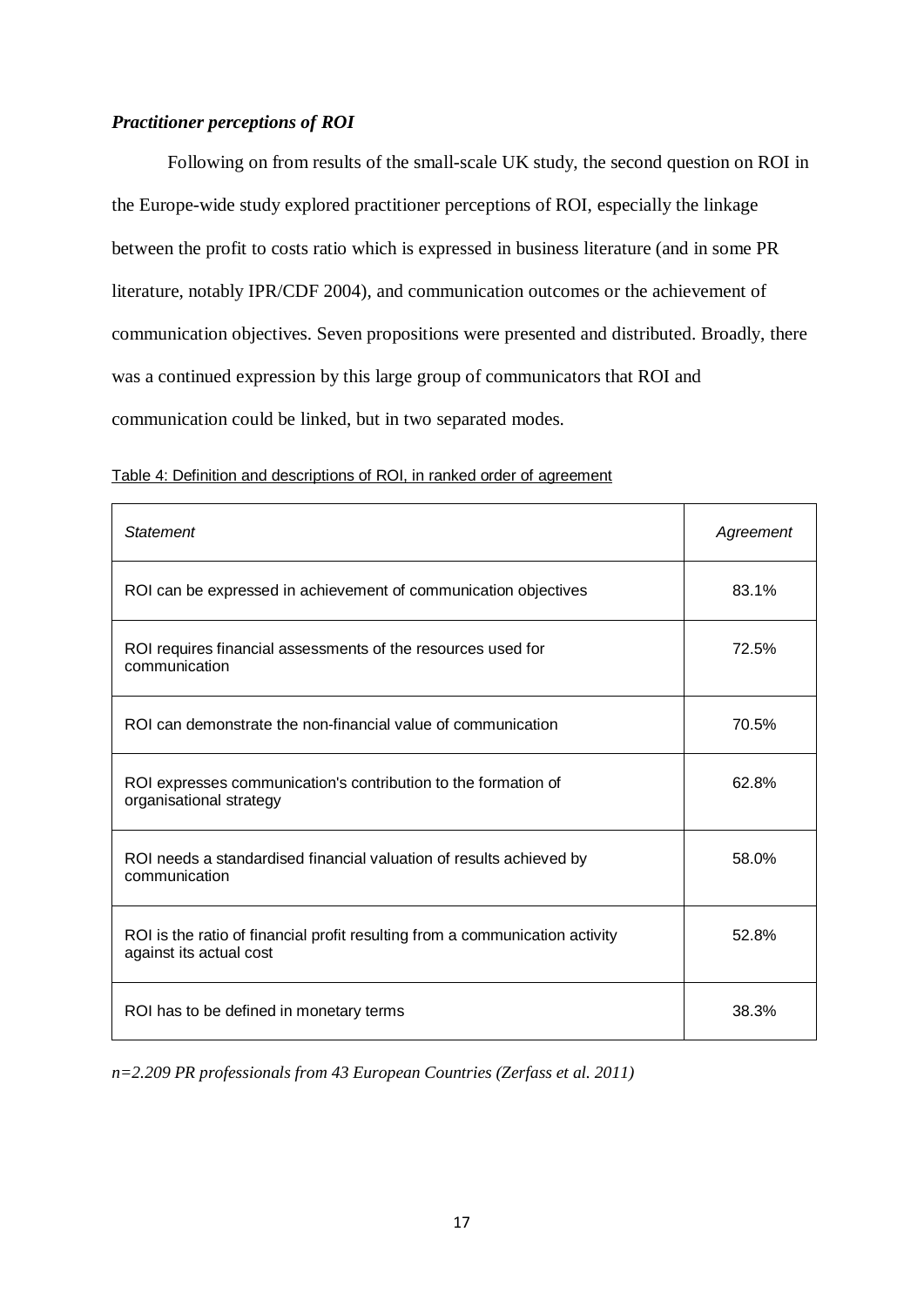***Practitioner perceptions of ROI***

Following on from results of the small-scale UK study, the second question on ROI in the Europe-wide study explored practitioner perceptions of ROI, especially the linkage between the profit to costs ratio which is expressed in business literature (and in some PR literature, notably IPR/CDF 2004), and communication outcomes or the achievement of communication objectives. Seven propositions were presented and distributed. Broadly, there was a continued expression by this large group of communicators that ROI and communication could be linked, but in two separated modes.

Table 4: Definition and descriptions of ROI, in ranked order of agreement

| *Statement* | *Agreement* |
|---|---|
| ROI can be expressed in achievement of communication objectives | 83.1% |
| ROI requires financial assessments of the resources used for communication | 72.5% |
| ROI can demonstrate the non-financial value of communication | 70.5% |
| ROI expresses communication's contribution to the formation of organisational strategy | 62.8% |
| ROI needs a standardised financial valuation of results achieved by communication | 58.0% |
| ROI is the ratio of financial profit resulting from a communication activity against its actual cost | 52.8% |
| ROI has to be defined in monetary terms | 38.3% |

*n=2.209 PR professionals from 43 European Countries (Zerfass et al. 2011)*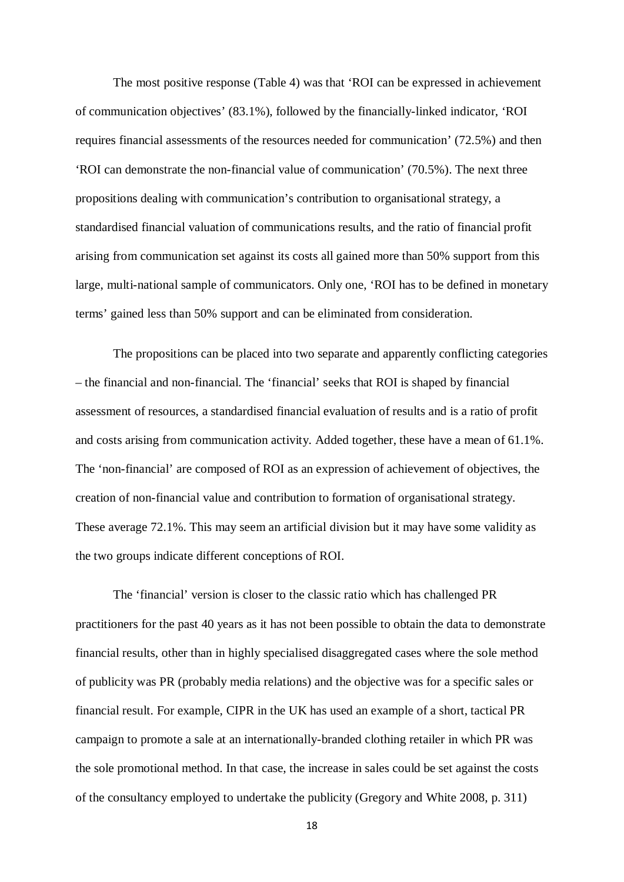The most positive response (Table 4) was that 'ROI can be expressed in achievement of communication objectives' (83.1%), followed by the financially-linked indicator, 'ROI requires financial assessments of the resources needed for communication' (72.5%) and then 'ROI can demonstrate the non-financial value of communication' (70.5%). The next three propositions dealing with communication's contribution to organisational strategy, a standardised financial valuation of communications results, and the ratio of financial profit arising from communication set against its costs all gained more than 50% support from this large, multi-national sample of communicators. Only one, 'ROI has to be defined in monetary terms' gained less than 50% support and can be eliminated from consideration.

The propositions can be placed into two separate and apparently conflicting categories – the financial and non-financial. The 'financial' seeks that ROI is shaped by financial assessment of resources, a standardised financial evaluation of results and is a ratio of profit and costs arising from communication activity. Added together, these have a mean of 61.1%. The 'non-financial' are composed of ROI as an expression of achievement of objectives, the creation of non-financial value and contribution to formation of organisational strategy. These average 72.1%. This may seem an artificial division but it may have some validity as the two groups indicate different conceptions of ROI.

The 'financial' version is closer to the classic ratio which has challenged PR practitioners for the past 40 years as it has not been possible to obtain the data to demonstrate financial results, other than in highly specialised disaggregated cases where the sole method of publicity was PR (probably media relations) and the objective was for a specific sales or financial result. For example, CIPR in the UK has used an example of a short, tactical PR campaign to promote a sale at an internationally-branded clothing retailer in which PR was the sole promotional method. In that case, the increase in sales could be set against the costs of the consultancy employed to undertake the publicity (Gregory and White 2008, p. 311)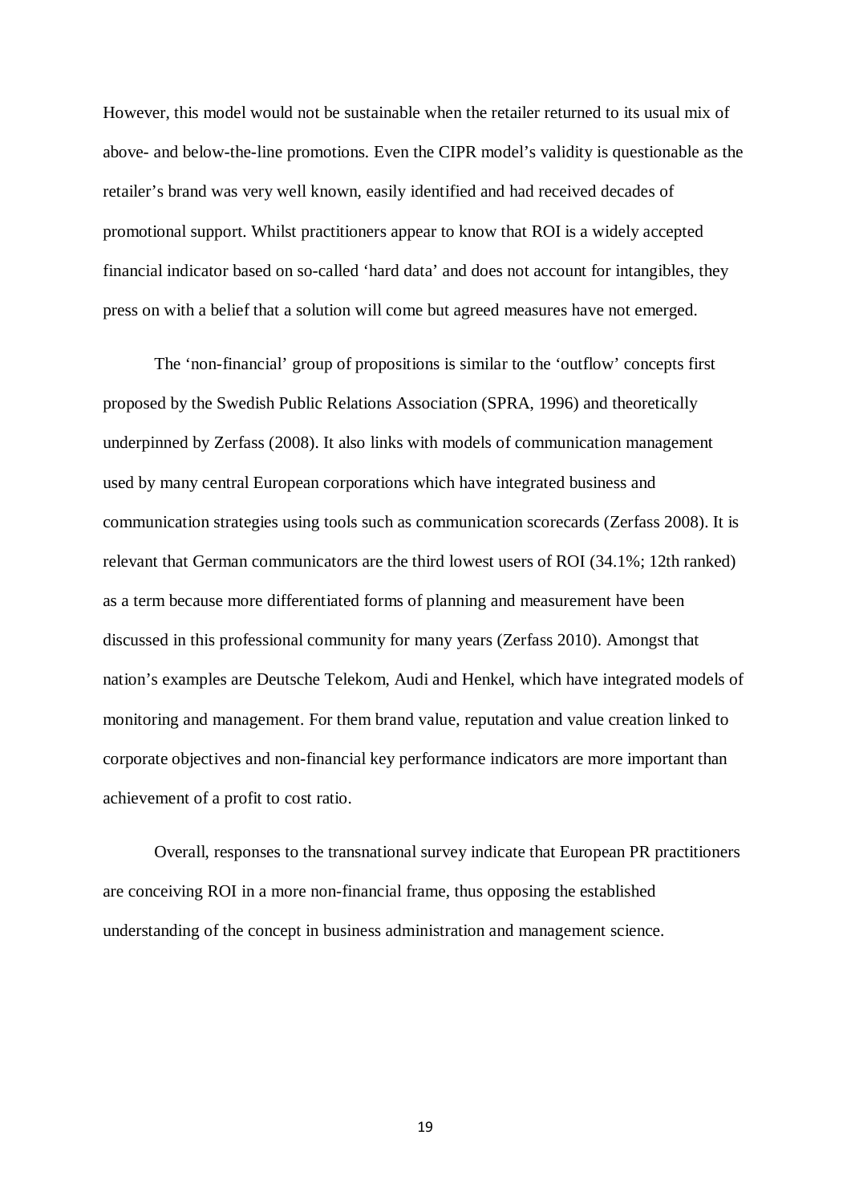However, this model would not be sustainable when the retailer returned to its usual mix of above- and below-the-line promotions. Even the CIPR model's validity is questionable as the retailer's brand was very well known, easily identified and had received decades of promotional support. Whilst practitioners appear to know that ROI is a widely accepted financial indicator based on so-called 'hard data' and does not account for intangibles, they press on with a belief that a solution will come but agreed measures have not emerged.

The 'non-financial' group of propositions is similar to the 'outflow' concepts first proposed by the Swedish Public Relations Association (SPRA, 1996) and theoretically underpinned by Zerfass (2008). It also links with models of communication management used by many central European corporations which have integrated business and communication strategies using tools such as communication scorecards (Zerfass 2008). It is relevant that German communicators are the third lowest users of ROI (34.1%; 12th ranked) as a term because more differentiated forms of planning and measurement have been discussed in this professional community for many years (Zerfass 2010). Amongst that nation's examples are Deutsche Telekom, Audi and Henkel, which have integrated models of monitoring and management. For them brand value, reputation and value creation linked to corporate objectives and non-financial key performance indicators are more important than achievement of a profit to cost ratio.

Overall, responses to the transnational survey indicate that European PR practitioners are conceiving ROI in a more non-financial frame, thus opposing the established understanding of the concept in business administration and management science.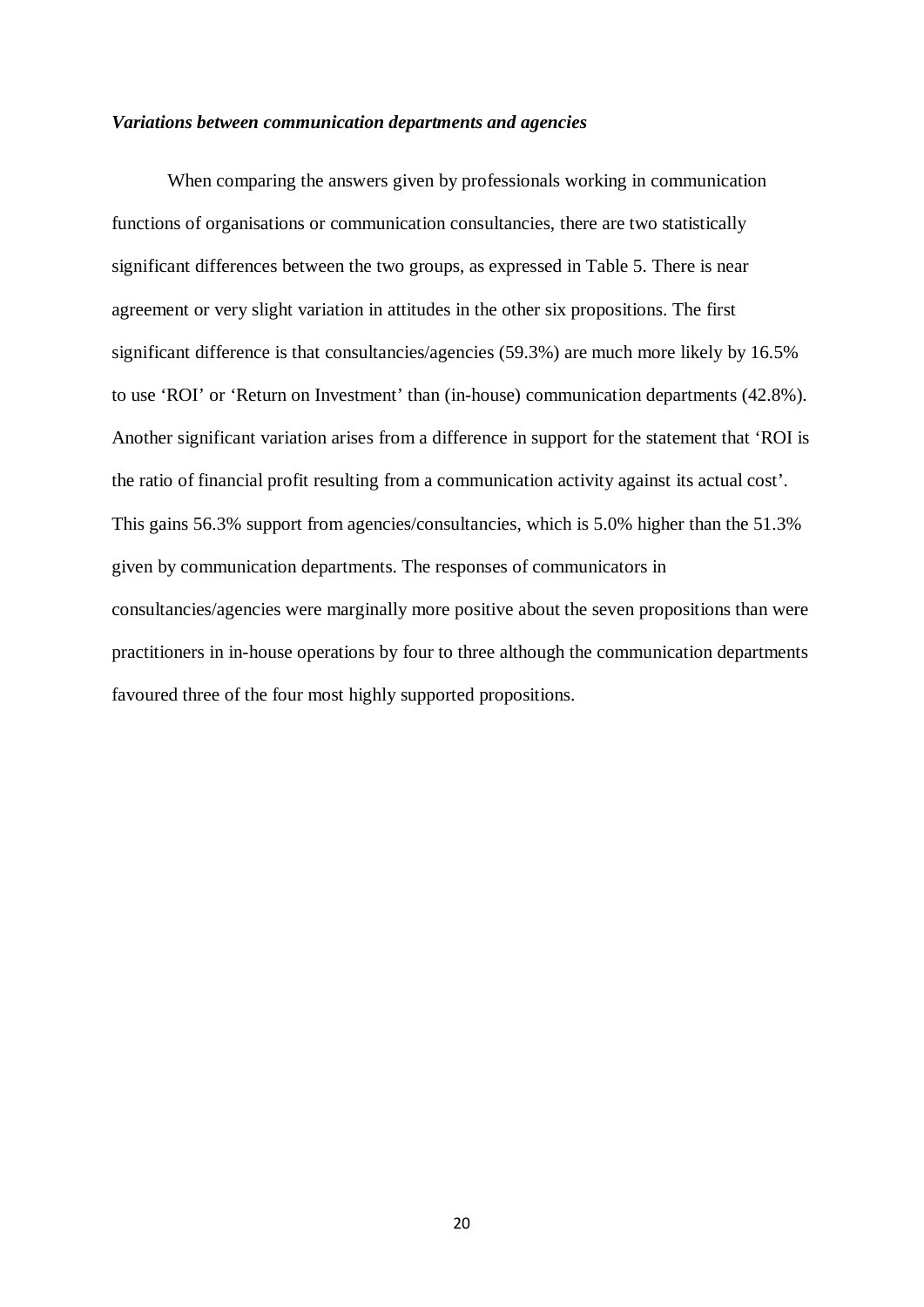### *Variations between communication departments and agencies*

When comparing the answers given by professionals working in communication functions of organisations or communication consultancies, there are two statistically significant differences between the two groups, as expressed in Table 5. There is near agreement or very slight variation in attitudes in the other six propositions. The first significant difference is that consultancies/agencies (59.3%) are much more likely by 16.5% to use 'ROI' or 'Return on Investment' than (in-house) communication departments (42.8%). Another significant variation arises from a difference in support for the statement that 'ROI is the ratio of financial profit resulting from a communication activity against its actual cost'. This gains 56.3% support from agencies/consultancies, which is 5.0% higher than the 51.3% given by communication departments. The responses of communicators in consultancies/agencies were marginally more positive about the seven propositions than were practitioners in in-house operations by four to three although the communication departments favoured three of the four most highly supported propositions.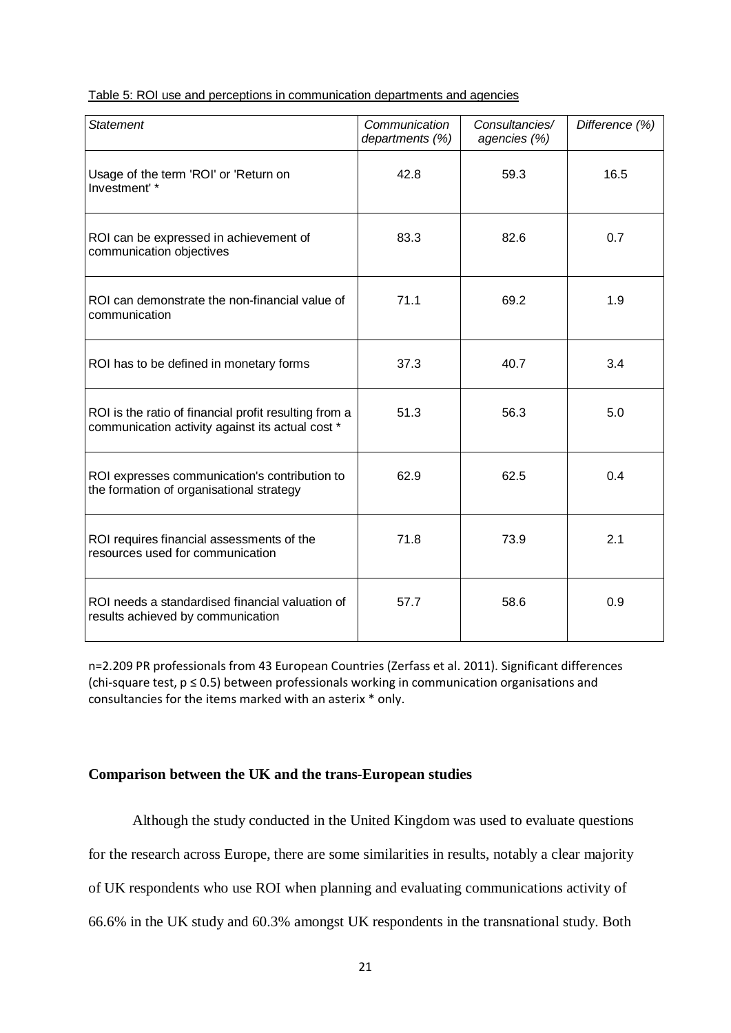Table 5: ROI use and perceptions in communication departments and agencies

| *Statement* | *Communication departments (%)* | *Consultancies/ agencies (%)* | *Difference (%)* |
|---|---|---|---|
| Usage of the term 'ROI' or 'Return on Investment' * | 42.8 | 59.3 | 16.5 |
| ROI can be expressed in achievement of communication objectives | 83.3 | 82.6 | 0.7 |
| ROI can demonstrate the non-financial value of communication | 71.1 | 69.2 | 1.9 |
| ROI has to be defined in monetary forms | 37.3 | 40.7 | 3.4 |
| ROI is the ratio of financial profit resulting from a communication activity against its actual cost * | 51.3 | 56.3 | 5.0 |
| ROI expresses communication's contribution to the formation of organisational strategy | 62.9 | 62.5 | 0.4 |
| ROI requires financial assessments of the resources used for communication | 71.8 | 73.9 | 2.1 |
| ROI needs a standardised financial valuation of results achieved by communication | 57.7 | 58.6 | 0.9 |

n=2.209 PR professionals from 43 European Countries (Zerfass et al. 2011). Significant differences (chi-square test, $p \leq 0.5$) between professionals working in communication organisations and consultancies for the items marked with an asterix * only.

### Comparison between the UK and the trans-European studies

Although the study conducted in the United Kingdom was used to evaluate questions for the research across Europe, there are some similarities in results, notably a clear majority of UK respondents who use ROI when planning and evaluating communications activity of 66.6% in the UK study and 60.3% amongst UK respondents in the transnational study. Both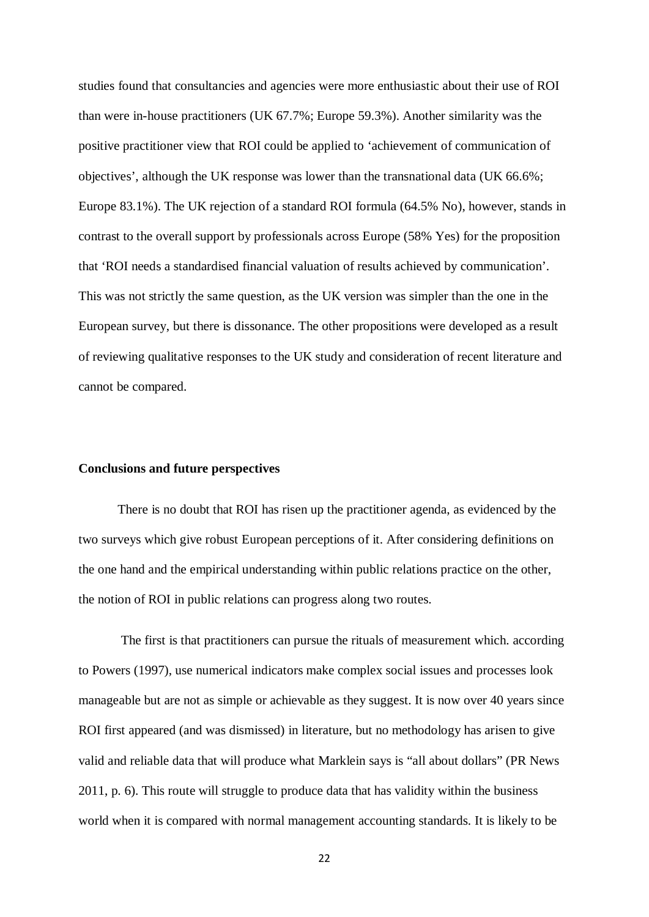studies found that consultancies and agencies were more enthusiastic about their use of ROI than were in-house practitioners (UK 67.7%; Europe 59.3%). Another similarity was the positive practitioner view that ROI could be applied to 'achievement of communication of objectives', although the UK response was lower than the transnational data (UK 66.6%; Europe 83.1%). The UK rejection of a standard ROI formula (64.5% No), however, stands in contrast to the overall support by professionals across Europe (58% Yes) for the proposition that 'ROI needs a standardised financial valuation of results achieved by communication'. This was not strictly the same question, as the UK version was simpler than the one in the European survey, but there is dissonance. The other propositions were developed as a result of reviewing qualitative responses to the UK study and consideration of recent literature and cannot be compared.

**Conclusions and future perspectives**

There is no doubt that ROI has risen up the practitioner agenda, as evidenced by the two surveys which give robust European perceptions of it. After considering definitions on the one hand and the empirical understanding within public relations practice on the other, the notion of ROI in public relations can progress along two routes.

The first is that practitioners can pursue the rituals of measurement which. according to Powers (1997), use numerical indicators make complex social issues and processes look manageable but are not as simple or achievable as they suggest. It is now over 40 years since ROI first appeared (and was dismissed) in literature, but no methodology has arisen to give valid and reliable data that will produce what Marklein says is "all about dollars" (PR News 2011, p. 6). This route will struggle to produce data that has validity within the business world when it is compared with normal management accounting standards. It is likely to be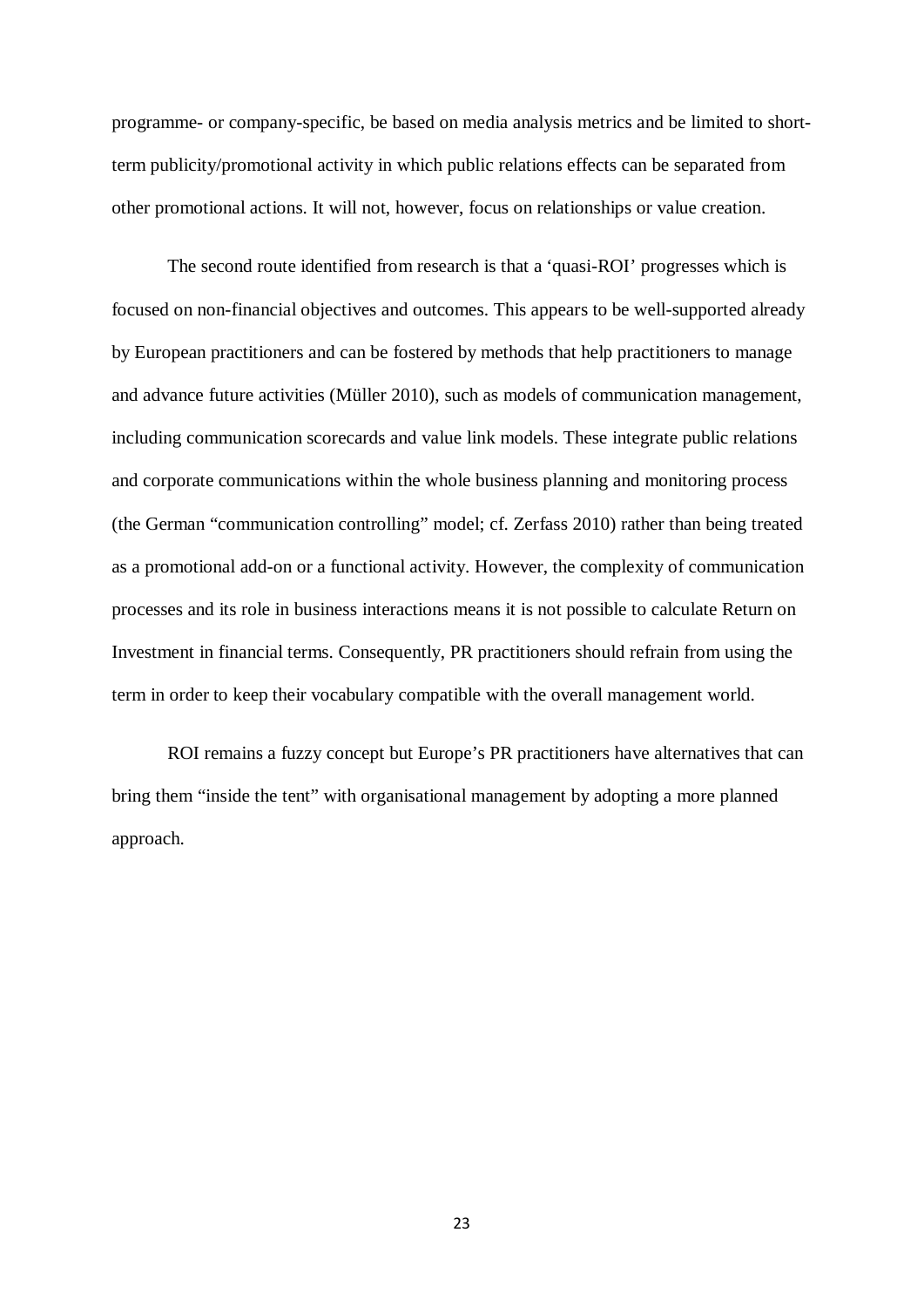programme- or company-specific, be based on media analysis metrics and be limited to short-term publicity/promotional activity in which public relations effects can be separated from other promotional actions. It will not, however, focus on relationships or value creation.

The second route identified from research is that a ‘quasi-ROI’ progresses which is focused on non-financial objectives and outcomes. This appears to be well-supported already by European practitioners and can be fostered by methods that help practitioners to manage and advance future activities (Müller 2010), such as models of communication management, including communication scorecards and value link models. These integrate public relations and corporate communications within the whole business planning and monitoring process (the German “communication controlling” model; cf. Zerfass 2010) rather than being treated as a promotional add-on or a functional activity. However, the complexity of communication processes and its role in business interactions means it is not possible to calculate Return on Investment in financial terms. Consequently, PR practitioners should refrain from using the term in order to keep their vocabulary compatible with the overall management world.

ROI remains a fuzzy concept but Europe’s PR practitioners have alternatives that can bring them “inside the tent” with organisational management by adopting a more planned approach.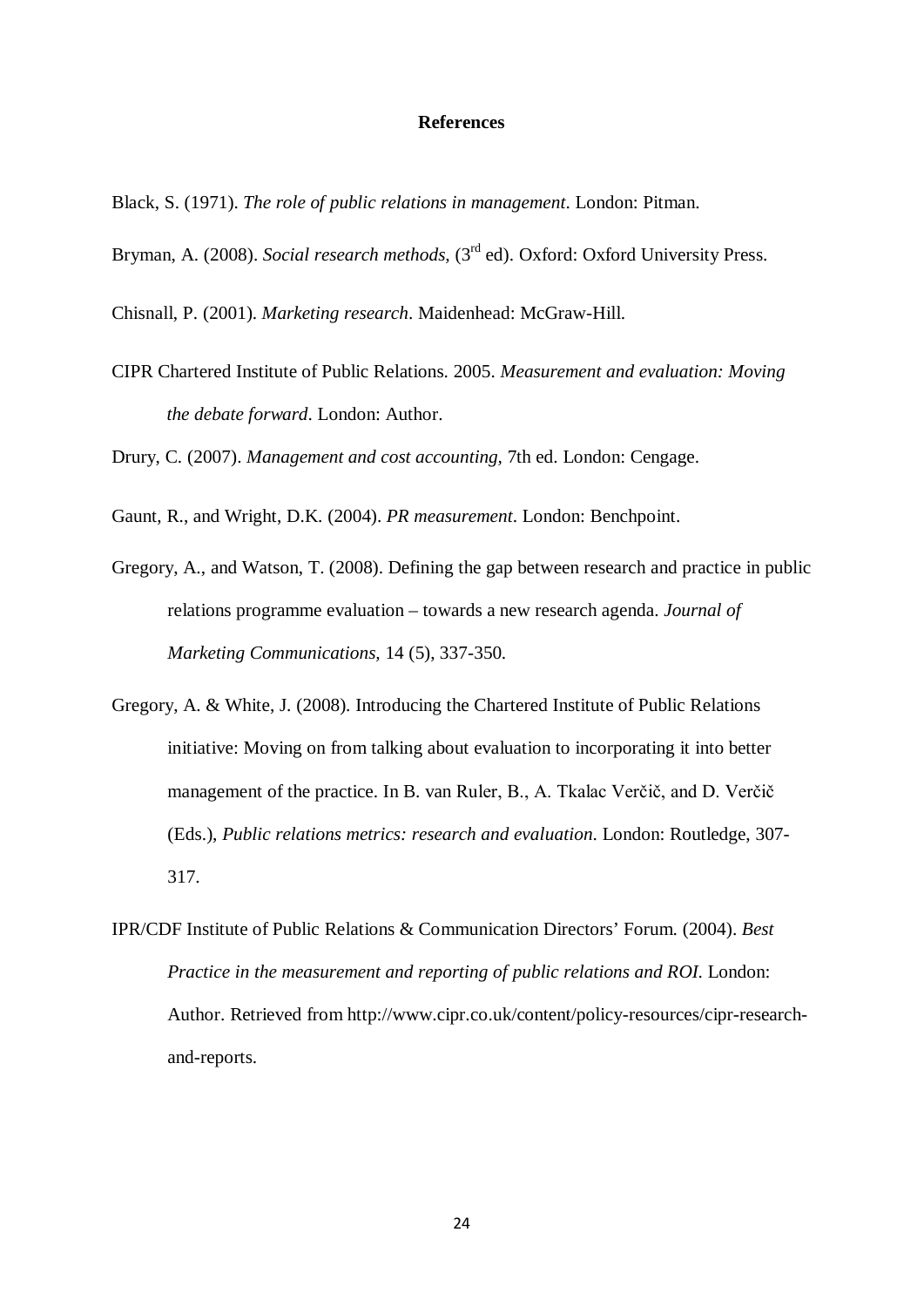# References

Black, S. (1971). *The role of public relations in management*. London: Pitman.

Bryman, A. (2008). *Social research methods,* (3rd ed). Oxford: Oxford University Press.

Chisnall, P. (2001). *Marketing research*. Maidenhead: McGraw-Hill.

CIPR Chartered Institute of Public Relations. 2005. *Measurement and evaluation: Moving the debate forward*. London: Author.

Drury, C. (2007). *Management and cost accounting,* 7th ed. London: Cengage.

Gaunt, R., and Wright, D.K. (2004). *PR measurement*. London: Benchpoint.

Gregory, A., and Watson, T. (2008). Defining the gap between research and practice in public relations programme evaluation – towards a new research agenda. *Journal of Marketing Communications*, 14 (5), 337-350.

Gregory, A. & White, J. (2008). Introducing the Chartered Institute of Public Relations initiative: Moving on from talking about evaluation to incorporating it into better management of the practice. In B. van Ruler, B., A. Tkalac Verčič, and D. Verčič (Eds.), *Public relations metrics: research and evaluation*. London: Routledge, 307-317.

IPR/CDF Institute of Public Relations & Communication Directors' Forum. (2004). *Best Practice in the measurement and reporting of public relations and ROI*. London: Author. Retrieved from http://www.cipr.co.uk/content/policy-resources/cipr-research-and-reports.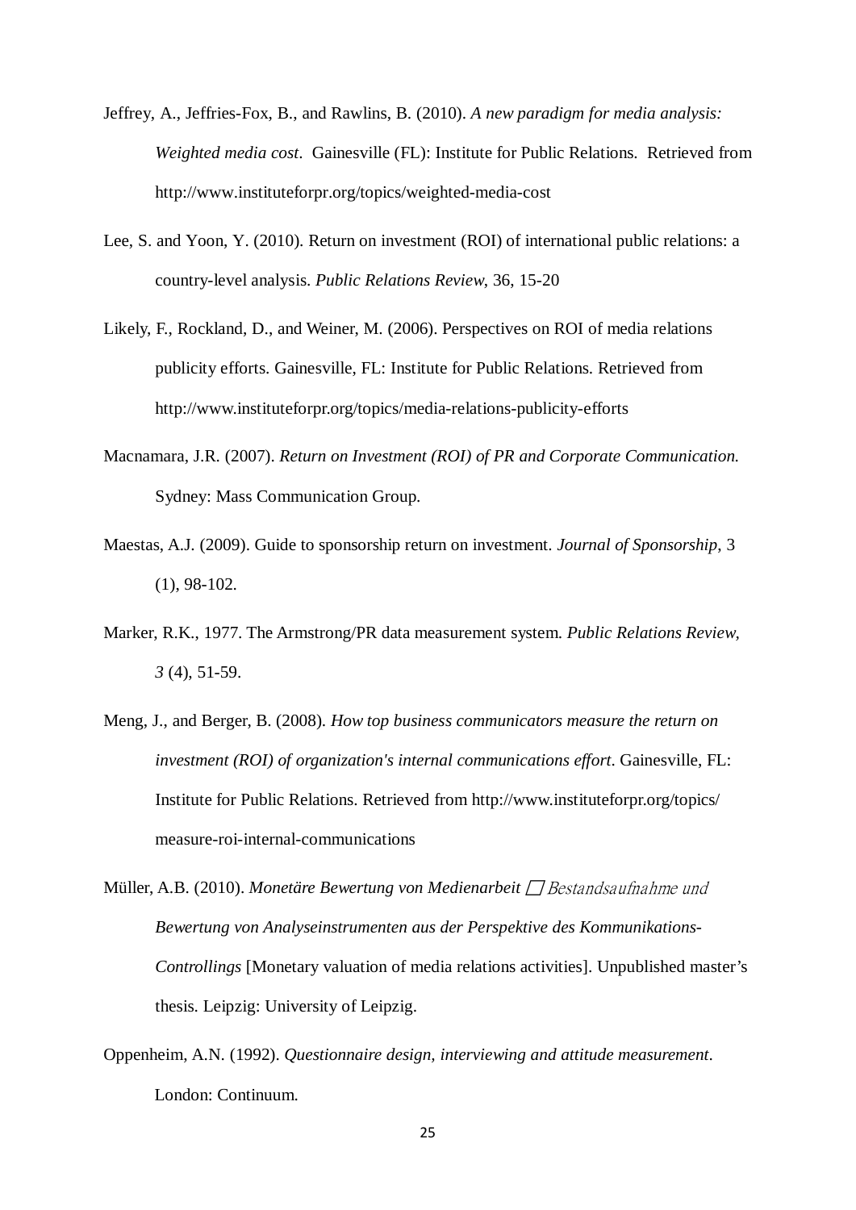Jeffrey, A., Jeffries-Fox, B., and Rawlins, B. (2010). *A new paradigm for media analysis: Weighted media cost*. Gainesville (FL): Institute for Public Relations. Retrieved from http://www.instituteforpr.org/topics/weighted-media-cost

Lee, S. and Yoon, Y. (2010). Return on investment (ROI) of international public relations: a country-level analysis. *Public Relations Review*, 36, 15-20

Likely, F., Rockland, D., and Weiner, M. (2006). Perspectives on ROI of media relations publicity efforts. Gainesville, FL: Institute for Public Relations. Retrieved from http://www.instituteforpr.org/topics/media-relations-publicity-efforts

Macnamara, J.R. (2007). *Return on Investment (ROI) of PR and Corporate Communication.* Sydney: Mass Communication Group.

Maestas, A.J. (2009). Guide to sponsorship return on investment. *Journal of Sponsorship*, 3 (1), 98-102.

Marker, R.K., 1977. The Armstrong/PR data measurement system. *Public Relations Review, 3* (4), 51-59.

Meng, J., and Berger, B. (2008). *How top business communicators measure the return on investment (ROI) of organization's internal communications effort*. Gainesville, FL: Institute for Public Relations. Retrieved from http://www.instituteforpr.org/topics/measure-roi-internal-communications

Müller, A.B. (2010). *Monetäre Bewertung von Medienarbeit* □ *Bestandsaufnahme und Bewertung von Analyseinstrumenten aus der Perspektive des Kommunikations-Controllings* [Monetary valuation of media relations activities]. Unpublished master's thesis. Leipzig: University of Leipzig.

Oppenheim, A.N. (1992). *Questionnaire design, interviewing and attitude measurement*. London: Continuum.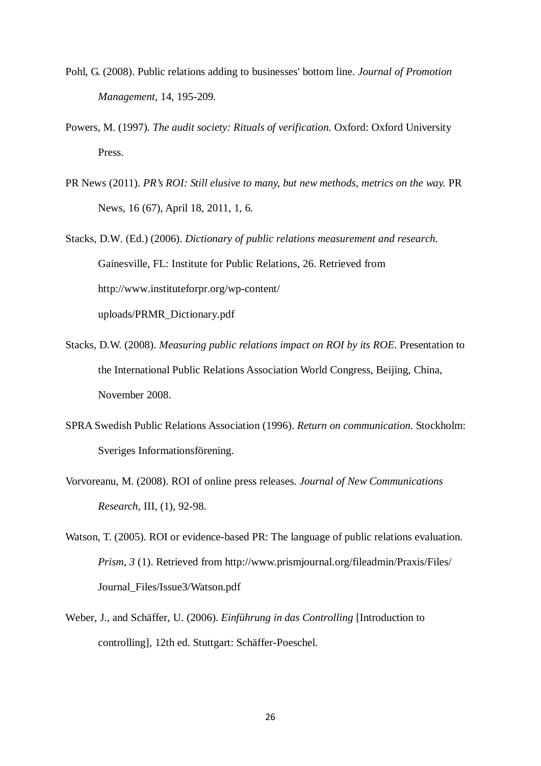Pohl, G. (2008). Public relations adding to businesses' bottom line. *Journal of Promotion Management*, 14, 195-209.

Powers, M. (1997). *The audit society: Rituals of verification.* Oxford: Oxford University Press.

PR News (2011). *PR's ROI: Still elusive to many, but new methods, metrics on the way.* PR News, 16 (67), April 18, 2011, 1, 6.

Stacks, D.W. (Ed.) (2006). *Dictionary of public relations measurement and research.* Gainesville, FL: Institute for Public Relations, 26. Retrieved from http://www.instituteforpr.org/wp-content/uploads/PRMR_Dictionary.pdf

Stacks, D.W. (2008). *Measuring public relations impact on ROI by its ROE.* Presentation to the International Public Relations Association World Congress, Beijing, China, November 2008.

SPRA Swedish Public Relations Association (1996). *Return on communication.* Stockholm: Sveriges Informationsförening.

Vorvoreanu, M. (2008). ROI of online press releases. *Journal of New Communications Research*, III, (1), 92-98.

Watson, T. (2005). ROI or evidence-based PR: The language of public relations evaluation. *Prism, 3* (1). Retrieved from http://www.prismjournal.org/fileadmin/Praxis/Files/Journal_Files/Issue3/Watson.pdf

Weber, J., and Schäffer, U. (2006). *Einführung in das Controlling* [Introduction to controlling], 12th ed. Stuttgart: Schäffer-Poeschel.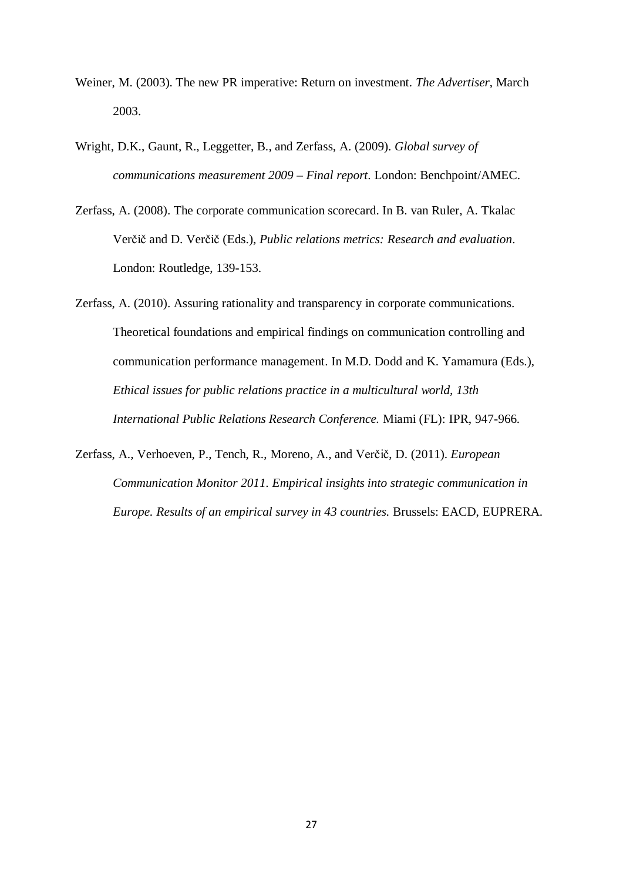Weiner, M. (2003). The new PR imperative: Return on investment. *The Advertiser*, March 2003.

Wright, D.K., Gaunt, R., Leggetter, B., and Zerfass, A. (2009). *Global survey of communications measurement 2009 – Final report*. London: Benchpoint/AMEC.

Zerfass, A. (2008). The corporate communication scorecard. In B. van Ruler, A. Tkalac Verčič and D. Verčič (Eds.), *Public relations metrics: Research and evaluation*. London: Routledge, 139-153.

Zerfass, A. (2010). Assuring rationality and transparency in corporate communications. Theoretical foundations and empirical findings on communication controlling and communication performance management. In M.D. Dodd and K. Yamamura (Eds.), *Ethical issues for public relations practice in a multicultural world, 13th International Public Relations Research Conference.* Miami (FL): IPR, 947-966.

Zerfass, A., Verhoeven, P., Tench, R., Moreno, A., and Verčič, D. (2011). *European Communication Monitor 2011. Empirical insights into strategic communication in Europe. Results of an empirical survey in 43 countries.* Brussels: EACD, EUPRERA.